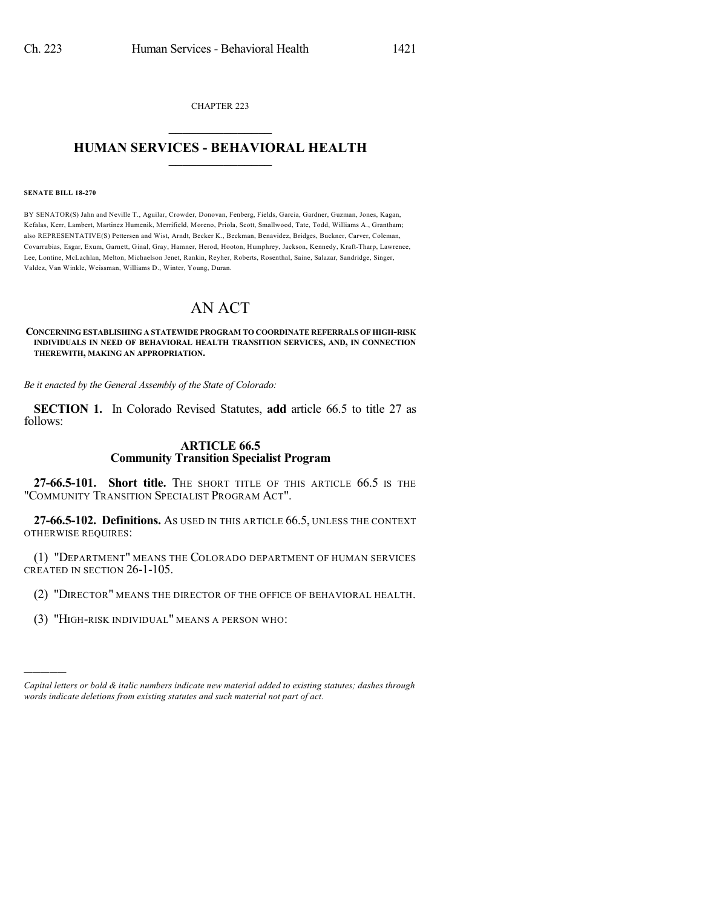CHAPTER 223

# HUMAN SERVICES - BEHAVIORAL HEALTH

**SENATE BILL 18-270**

BY SENATOR(S) Jahn and Neville T., Aguilar, Crowder, Donovan, Fenberg, Fields, Garcia, Gardner, Guzman, Jones, Kagan, Kefalas, Kerr, Lambert, Martinez Humenik, Merrifield, Moreno, Priola, Scott, Smallwood, Tate, Todd, Williams A., Grantham; also REPRESENTATIVE(S) Pettersen and Wist, Arndt, Becker K., Beckman, Benavidez, Bridges, Buckner, Carver, Coleman, Covarrubias, Esgar, Exum, Garnett, Ginal, Gray, Hamner, Herod, Hooton, Humphrey, Jackson, Kennedy, Kraft-Tharp, Lawrence, Lee, Lontine, McLachlan, Melton, Michaelson Jenet, Rankin, Reyher, Roberts, Rosenthal, Saine, Salazar, Sandridge, Singer, Valdez, Van Winkle, Weissman, Williams D., Winter, Young, Duran.

# AN ACT

**CONCERNING ESTABLISHING A STATEWIDE PROGRAM TO COORDINATE REFERRALS OF HIGH-RISK INDIVIDUALS IN NEED OF BEHAVIORAL HEALTH TRANSITION SERVICES, AND, IN CONNECTION THEREWITH, MAKING AN APPROPRIATION.**

*Be it enacted by the General Assembly of the State of Colorado:*

**SECTION 1.** In Colorado Revised Statutes, **add** article 66.5 to title 27 as follows:

## ARTICLE 66.5
## Community Transition Specialist Program

**27-66.5-101. Short title.** THE SHORT TITLE OF THIS ARTICLE 66.5 IS THE "COMMUNITY TRANSITION SPECIALIST PROGRAM ACT".

**27-66.5-102. Definitions.** AS USED IN THIS ARTICLE 66.5, UNLESS THE CONTEXT OTHERWISE REQUIRES:

(1) "DEPARTMENT" MEANS THE COLORADO DEPARTMENT OF HUMAN SERVICES CREATED IN SECTION 26-1-105.

(2) "DIRECTOR" MEANS THE DIRECTOR OF THE OFFICE OF BEHAVIORAL HEALTH.

(3) "HIGH-RISK INDIVIDUAL" MEANS A PERSON WHO:

---

*Capital letters or bold & italic numbers indicate new material added to existing statutes; dashes through words indicate deletions from existing statutes and such material not part of act.*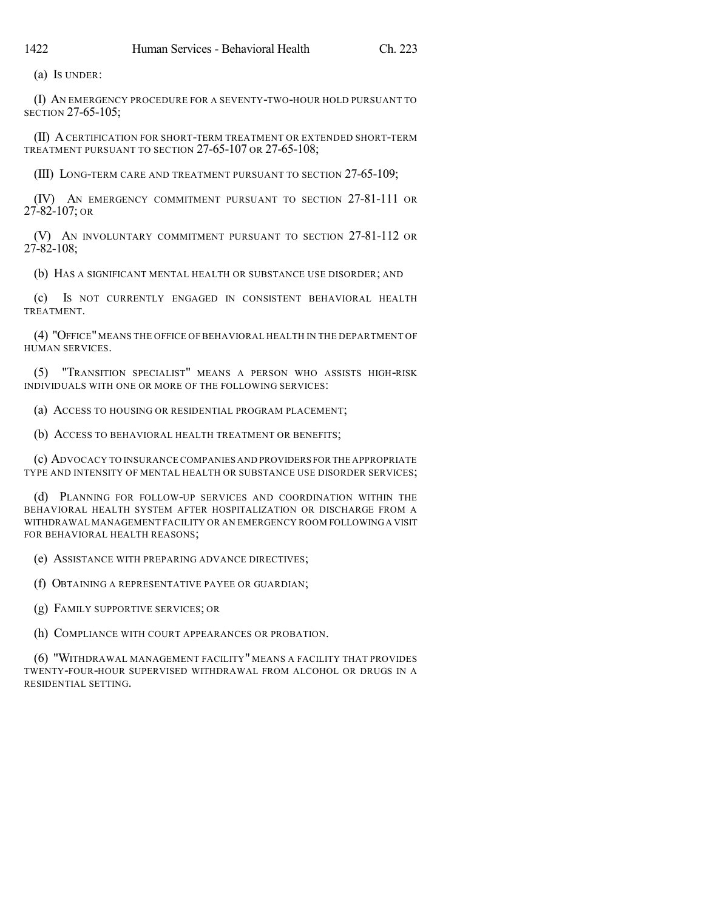(a) IS UNDER:

(I) AN EMERGENCY PROCEDURE FOR A SEVENTY-TWO-HOUR HOLD PURSUANT TO SECTION 27-65-105;

(II) A CERTIFICATION FOR SHORT-TERM TREATMENT OR EXTENDED SHORT-TERM TREATMENT PURSUANT TO SECTION 27-65-107 OR 27-65-108;

(III) LONG-TERM CARE AND TREATMENT PURSUANT TO SECTION 27-65-109;

(IV) AN EMERGENCY COMMITMENT PURSUANT TO SECTION 27-81-111 OR 27-82-107; OR

(V) AN INVOLUNTARY COMMITMENT PURSUANT TO SECTION 27-81-112 OR 27-82-108;

(b) HAS A SIGNIFICANT MENTAL HEALTH OR SUBSTANCE USE DISORDER; AND

(c) IS NOT CURRENTLY ENGAGED IN CONSISTENT BEHAVIORAL HEALTH TREATMENT.

(4) "OFFICE" MEANS THE OFFICE OF BEHAVIORAL HEALTH IN THE DEPARTMENT OF HUMAN SERVICES.

(5) "TRANSITION SPECIALIST" MEANS A PERSON WHO ASSISTS HIGH-RISK INDIVIDUALS WITH ONE OR MORE OF THE FOLLOWING SERVICES:

(a) ACCESS TO HOUSING OR RESIDENTIAL PROGRAM PLACEMENT;

(b) ACCESS TO BEHAVIORAL HEALTH TREATMENT OR BENEFITS;

(c) ADVOCACY TO INSURANCE COMPANIES AND PROVIDERS FOR THE APPROPRIATE TYPE AND INTENSITY OF MENTAL HEALTH OR SUBSTANCE USE DISORDER SERVICES;

(d) PLANNING FOR FOLLOW-UP SERVICES AND COORDINATION WITHIN THE BEHAVIORAL HEALTH SYSTEM AFTER HOSPITALIZATION OR DISCHARGE FROM A WITHDRAWAL MANAGEMENT FACILITY OR AN EMERGENCY ROOM FOLLOWING A VISIT FOR BEHAVIORAL HEALTH REASONS;

(e) ASSISTANCE WITH PREPARING ADVANCE DIRECTIVES;

(f) OBTAINING A REPRESENTATIVE PAYEE OR GUARDIAN;

(g) FAMILY SUPPORTIVE SERVICES; OR

(h) COMPLIANCE WITH COURT APPEARANCES OR PROBATION.

(6) "WITHDRAWAL MANAGEMENT FACILITY" MEANS A FACILITY THAT PROVIDES TWENTY-FOUR-HOUR SUPERVISED WITHDRAWAL FROM ALCOHOL OR DRUGS IN A RESIDENTIAL SETTING.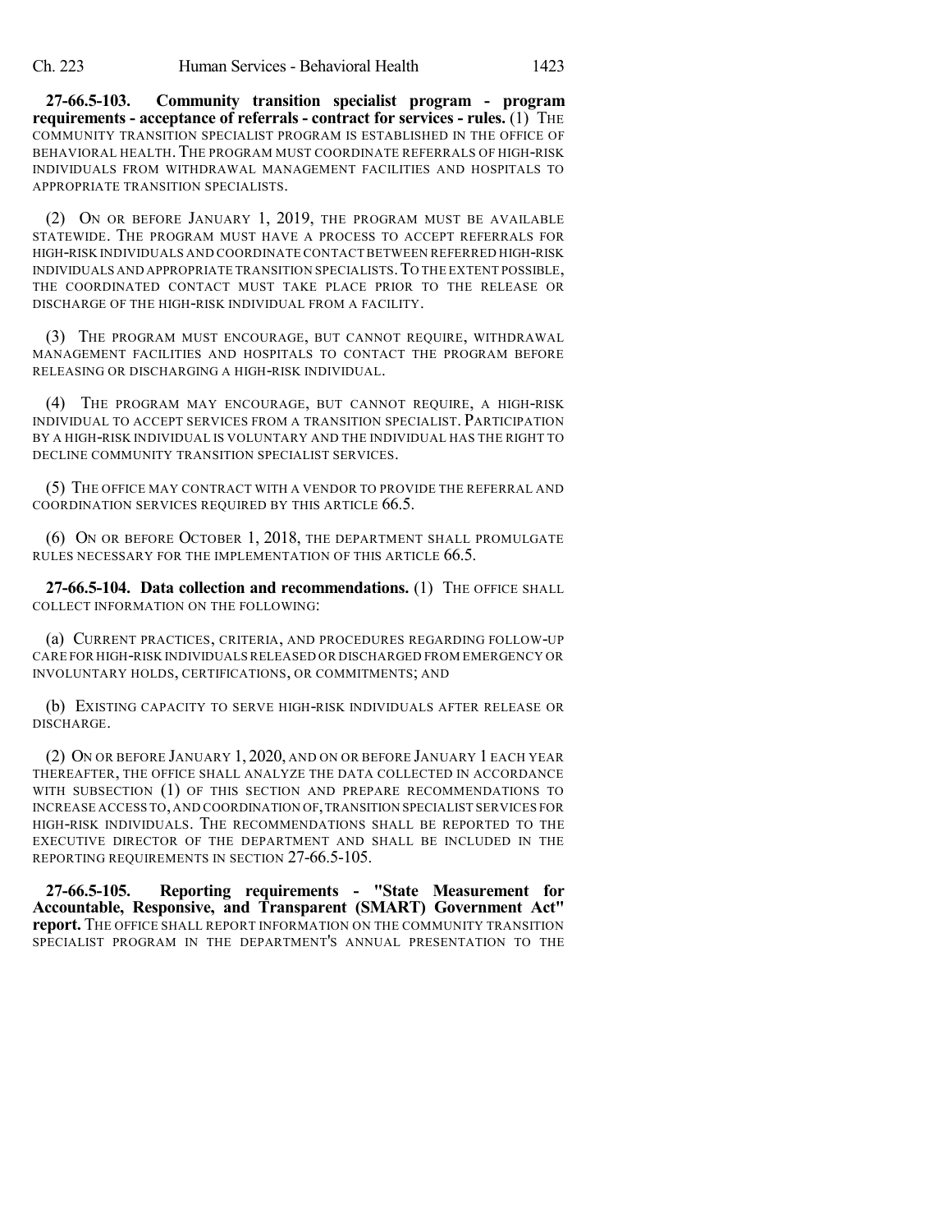**27-66.5-103. Community transition specialist program - program requirements - acceptance of referrals - contract for services - rules.** (1) THE COMMUNITY TRANSITION SPECIALIST PROGRAM IS ESTABLISHED IN THE OFFICE OF BEHAVIORAL HEALTH. THE PROGRAM MUST COORDINATE REFERRALS OF HIGH-RISK INDIVIDUALS FROM WITHDRAWAL MANAGEMENT FACILITIES AND HOSPITALS TO APPROPRIATE TRANSITION SPECIALISTS.

(2) ON OR BEFORE JANUARY 1, 2019, THE PROGRAM MUST BE AVAILABLE STATEWIDE. THE PROGRAM MUST HAVE A PROCESS TO ACCEPT REFERRALS FOR HIGH-RISK INDIVIDUALS AND COORDINATE CONTACT BETWEEN REFERRED HIGH-RISK INDIVIDUALS AND APPROPRIATE TRANSITION SPECIALISTS. TO THE EXTENT POSSIBLE, THE COORDINATED CONTACT MUST TAKE PLACE PRIOR TO THE RELEASE OR DISCHARGE OF THE HIGH-RISK INDIVIDUAL FROM A FACILITY.

(3) THE PROGRAM MUST ENCOURAGE, BUT CANNOT REQUIRE, WITHDRAWAL MANAGEMENT FACILITIES AND HOSPITALS TO CONTACT THE PROGRAM BEFORE RELEASING OR DISCHARGING A HIGH-RISK INDIVIDUAL.

(4) THE PROGRAM MAY ENCOURAGE, BUT CANNOT REQUIRE, A HIGH-RISK INDIVIDUAL TO ACCEPT SERVICES FROM A TRANSITION SPECIALIST. PARTICIPATION BY A HIGH-RISK INDIVIDUAL IS VOLUNTARY AND THE INDIVIDUAL HAS THE RIGHT TO DECLINE COMMUNITY TRANSITION SPECIALIST SERVICES.

(5) THE OFFICE MAY CONTRACT WITH A VENDOR TO PROVIDE THE REFERRAL AND COORDINATION SERVICES REQUIRED BY THIS ARTICLE 66.5.

(6) ON OR BEFORE OCTOBER 1, 2018, THE DEPARTMENT SHALL PROMULGATE RULES NECESSARY FOR THE IMPLEMENTATION OF THIS ARTICLE 66.5.

**27-66.5-104. Data collection and recommendations.** (1) THE OFFICE SHALL COLLECT INFORMATION ON THE FOLLOWING:

(a) CURRENT PRACTICES, CRITERIA, AND PROCEDURES REGARDING FOLLOW-UP CARE FOR HIGH-RISK INDIVIDUALS RELEASED OR DISCHARGED FROM EMERGENCY OR INVOLUNTARY HOLDS, CERTIFICATIONS, OR COMMITMENTS; AND

(b) EXISTING CAPACITY TO SERVE HIGH-RISK INDIVIDUALS AFTER RELEASE OR DISCHARGE.

(2) ON OR BEFORE JANUARY 1, 2020, AND ON OR BEFORE JANUARY 1 EACH YEAR THEREAFTER, THE OFFICE SHALL ANALYZE THE DATA COLLECTED IN ACCORDANCE WITH SUBSECTION (1) OF THIS SECTION AND PREPARE RECOMMENDATIONS TO INCREASE ACCESS TO, AND COORDINATION OF, TRANSITION SPECIALIST SERVICES FOR HIGH-RISK INDIVIDUALS. THE RECOMMENDATIONS SHALL BE REPORTED TO THE EXECUTIVE DIRECTOR OF THE DEPARTMENT AND SHALL BE INCLUDED IN THE REPORTING REQUIREMENTS IN SECTION 27-66.5-105.

**27-66.5-105. Reporting requirements - "State Measurement for Accountable, Responsive, and Transparent (SMART) Government Act" report.** THE OFFICE SHALL REPORT INFORMATION ON THE COMMUNITY TRANSITION SPECIALIST PROGRAM IN THE DEPARTMENT'S ANNUAL PRESENTATION TO THE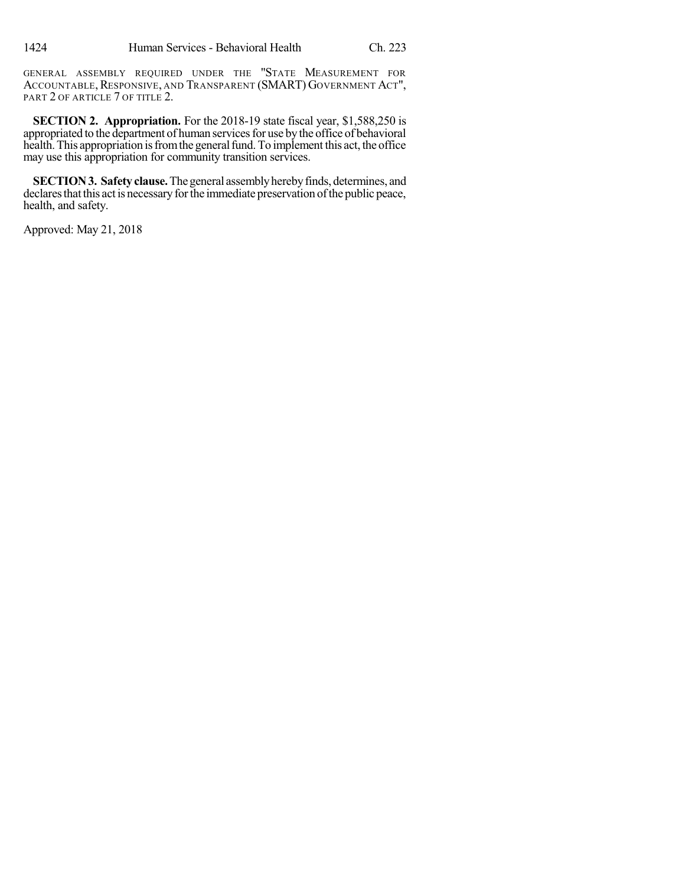GENERAL ASSEMBLY REQUIRED UNDER THE "STATE MEASUREMENT FOR ACCOUNTABLE, RESPONSIVE, AND TRANSPARENT (SMART) GOVERNMENT ACT", PART 2 OF ARTICLE 7 OF TITLE 2.

**SECTION 2. Appropriation.** For the 2018-19 state fiscal year, $1,588,250 is appropriated to the department of human services for use by the office of behavioral health. This appropriation is from the general fund. To implement this act, the office may use this appropriation for community transition services.

**SECTION 3. Safety clause.** The general assembly hereby finds, determines, and declares that this act is necessary for the immediate preservation of the public peace, health, and safety.

Approved: May 21, 2018